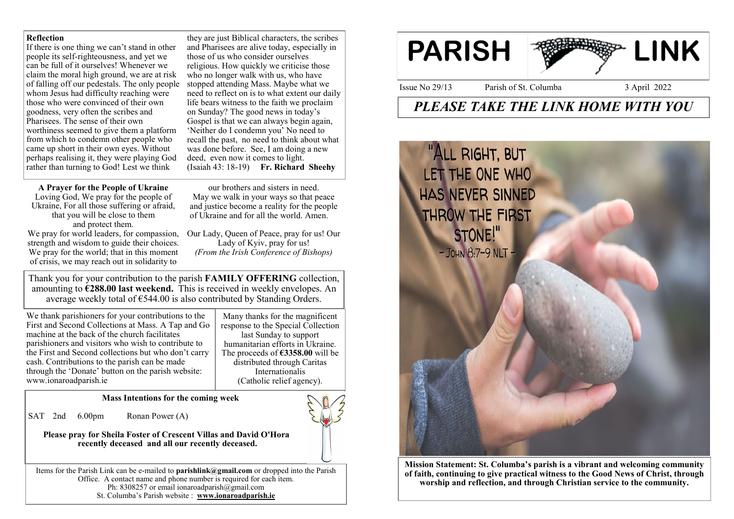## Reflection

If there is one thing we can't stand in other people its self-righteousness, and yet we can be full of it ourselves! Whenever we claim the moral high ground, we are at risk of falling off our pedestals. The only people whom Jesus had difficulty reaching were those who were convinced of their own goodness, very often the scribes and Pharisees. The sense of their own worthiness seemed to give them a platform from which to condemn other people who came up short in their own eyes. Without perhaps realising it, they were playing God rather than turning to God! Lest we think they are just Biblical characters, the scribes and Pharisees are alive today, especially in those of us who consider ourselves religious. How quickly we criticise those who no longer walk with us, who have stopped attending Mass. Maybe what we need to reflect on is to what extent our daily life bears witness to the faith we proclaim on Sunday? The good news in today's Gospel is that we can always begin again, 'Neither do I condemn you' No need to recall the past, no need to think about what was done before. See, I am doing a new deed, even now it comes to light. (Isaiah 43: 18-19) **Fr. Richard Sheehy**

**A Prayer for the People of Ukraine**

Loving God, We pray for the people of Ukraine, For all those suffering or afraid, that you will be close to them and protect them.
We pray for world leaders, for compassion, strength and wisdom to guide their choices.
We pray for the world; that in this moment of crisis, we may reach out in solidarity to our brothers and sisters in need.
May we walk in your ways so that peace and justice become a reality for the people of Ukraine and for all the world. Amen.

Our Lady, Queen of Peace, pray for us! Our Lady of Kyiv, pray for us!
*(From the Irish Conference of Bishops)*

Thank you for your contribution to the parish **FAMILY OFFERING** collection, amounting to **€288.00 last weekend.** This is received in weekly envelopes. An average weekly total of €544.00 is also contributed by Standing Orders.

We thank parishioners for your contributions to the First and Second Collections at Mass. A Tap and Go machine at the back of the church facilitates parishioners and visitors who wish to contribute to the First and Second collections but who don't carry cash. Contributions to the parish can be made through the 'Donate' button on the parish website: www.ionaroadparish.ie

Many thanks for the magnificent response to the Special Collection last Sunday to support humanitarian efforts in Ukraine. The proceeds of **€3358.00** will be distributed through Caritas Internationalis (Catholic relief agency).

**Mass Intentions for the coming week**

SAT 2nd 6.00pm Ronan Power (A)

**Please pray for Sheila Foster of Crescent Villas and David O'Hora recently deceased and all our recently deceased.**

Items for the Parish Link can be e-mailed to **parishlink@gmail.com** or dropped into the Parish Office. A contact name and phone number is required for each item.
Ph: 8308257 or email ionaroadparish@gmail.com
St. Columba's Parish website : **www.ionaroadparish.ie**

# PARISH LINK

Issue No 29/13 Parish of St. Columba 3 April 2022

## *PLEASE TAKE THE LINK HOME WITH YOU*

"ALL RIGHT, BUT LET THE ONE WHO HAS NEVER SINNED THROW THE FIRST STONE!"
- JOHN 8:7-9 NLT -

**Mission Statement: St. Columba's parish is a vibrant and welcoming community of faith, continuing to give practical witness to the Good News of Christ, through worship and reflection, and through Christian service to the community.**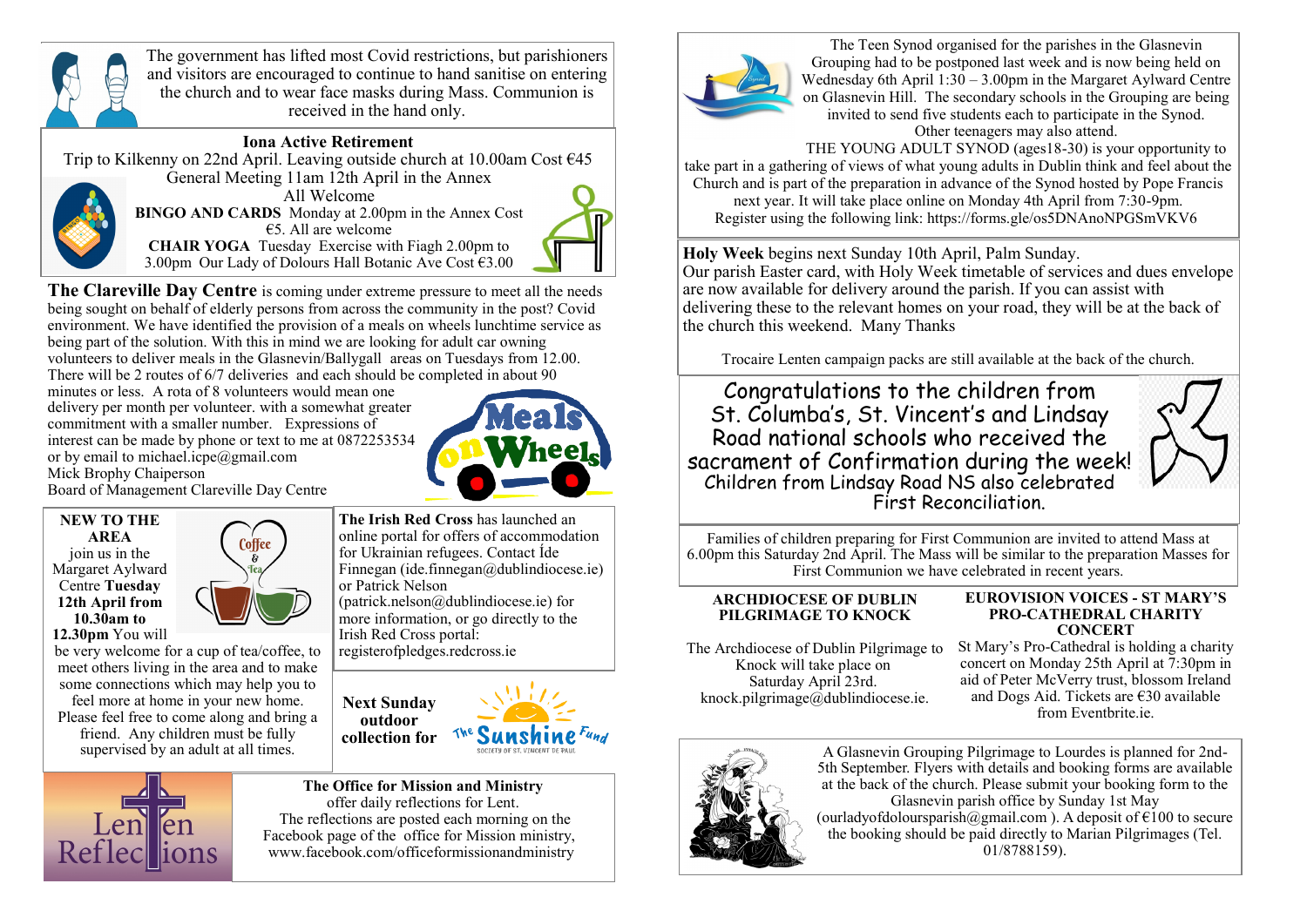The government has lifted most Covid restrictions, but parishioners and visitors are encouraged to continue to hand sanitise on entering the church and to wear face masks during Mass. Communion is received in the hand only.

**Iona Active Retirement**

Trip to Kilkenny on 22nd April. Leaving outside church at 10.00am Cost €45

General Meeting 11am 12th April in the Annex

All Welcome

**BINGO AND CARDS** Monday at 2.00pm in the Annex Cost €5. All are welcome

**CHAIR YOGA** Tuesday Exercise with Fiagh 2.00pm to 3.00pm Our Lady of Dolours Hall Botanic Ave Cost €3.00

**The Clareville Day Centre** is coming under extreme pressure to meet all the needs being sought on behalf of elderly persons from across the community in the post? Covid environment. We have identified the provision of a meals on wheels lunchtime service as being part of the solution. With this in mind we are looking for adult car owning volunteers to deliver meals in the Glasnevin/Ballygall areas on Tuesdays from 12.00. There will be 2 routes of 6/7 deliveries and each should be completed in about 90 minutes or less. A rota of 8 volunteers would mean one delivery per month per volunteer. with a somewhat greater commitment with a smaller number. Expressions of interest can be made by phone or text to me at 0872253534 or by email to michael.icpe@gmail.com

Mick Brophy Chaiperson

Board of Management Clareville Day Centre

**NEW TO THE AREA** join us in the Margaret Aylward Centre **Tuesday 12th April from 10.30am to 12.30pm** You will be very welcome for a cup of tea/coffee, to meet others living in the area and to make some connections which may help you to feel more at home in your new home. Please feel free to come along and bring a friend. Any children must be fully supervised by an adult at all times.

**The Irish Red Cross** has launched an online portal for offers of accommodation for Ukrainian refugees. Contact Íde Finnegan (ide.finnegan@dublindiocese.ie) or Patrick Nelson (patrick.nelson@dublindiocese.ie) for more information, or go directly to the Irish Red Cross portal: registerofpledges.redcross.ie

**Next Sunday outdoor collection for** The Sunshine Fund (Society of St. Vincent de Paul)

Lenten Reflections

**The Office for Mission and Ministry** offer daily reflections for Lent. The reflections are posted each morning on the Facebook page of the office for Mission ministry, www.facebook.com/officeformissionandministry

The Teen Synod organised for the parishes in the Glasnevin Grouping had to be postponed last week and is now being held on Wednesday 6th April 1:30 – 3.00pm in the Margaret Aylward Centre on Glasnevin Hill. The secondary schools in the Grouping are being invited to send five students each to participate in the Synod. Other teenagers may also attend.

THE YOUNG ADULT SYNOD (ages18-30) is your opportunity to take part in a gathering of views of what young adults in Dublin think and feel about the Church and is part of the preparation in advance of the Synod hosted by Pope Francis next year. It will take place online on Monday 4th April from 7:30-9pm. Register using the following link: https://forms.gle/os5DNAnoNPGSmVKV6

**Holy Week** begins next Sunday 10th April, Palm Sunday.
Our parish Easter card, with Holy Week timetable of services and dues envelope are now available for delivery around the parish. If you can assist with delivering these to the relevant homes on your road, they will be at the back of the church this weekend. Many Thanks

Trocaire Lenten campaign packs are still available at the back of the church.

Congratulations to the children from St. Columba's, St. Vincent's and Lindsay Road national schools who received the sacrament of Confirmation during the week! Children from Lindsay Road NS also celebrated First Reconciliation.

Families of children preparing for First Communion are invited to attend Mass at 6.00pm this Saturday 2nd April. The Mass will be similar to the preparation Masses for First Communion we have celebrated in recent years.

**ARCHDIOCESE OF DUBLIN PILGRIMAGE TO KNOCK**

The Archdiocese of Dublin Pilgrimage to Knock will take place on Saturday April 23rd. knock.pilgrimage@dublindiocese.ie.

**EUROVISION VOICES - ST MARY'S PRO-CATHEDRAL CHARITY CONCERT**

St Mary's Pro-Cathedral is holding a charity concert on Monday 25th April at 7:30pm in aid of Peter McVerry trust, blossom Ireland and Dogs Aid. Tickets are €30 available from Eventbrite.ie.

A Glasnevin Grouping Pilgrimage to Lourdes is planned for 2nd-5th September. Flyers with details and booking forms are available at the back of the church. Please submit your booking form to the Glasnevin parish office by Sunday 1st May (ourladyofdoloursparish@gmail.com ). A deposit of €100 to secure the booking should be paid directly to Marian Pilgrimages (Tel. 01/8788159).